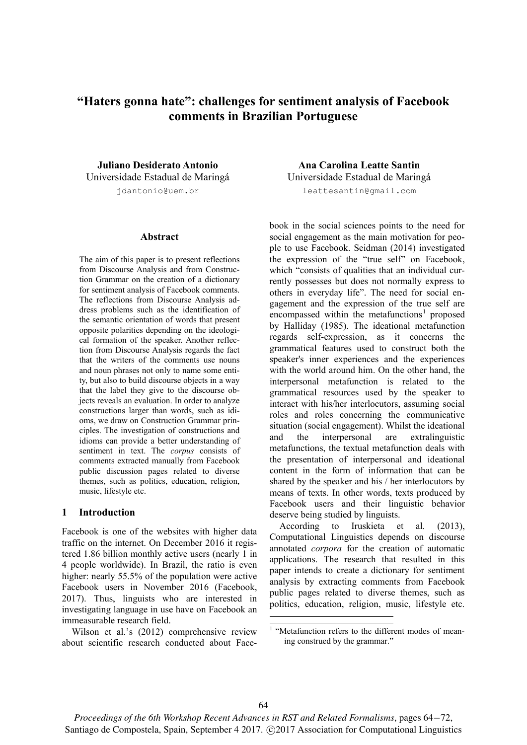# "Haters gonna hate": challenges for sentiment analysis of Facebook comments in Brazilian Portuguese

**Juliano Desiderato Antonio**
Universidade Estadual de Maringá
jdantonio@uem.br

**Ana Carolina Leatte Santin**
Universidade Estadual de Maringá
leattesantin@gmail.com

## Abstract

The aim of this paper is to present reflections from Discourse Analysis and from Construction Grammar on the creation of a dictionary for sentiment analysis of Facebook comments. The reflections from Discourse Analysis address problems such as the identification of the semantic orientation of words that present opposite polarities depending on the ideological formation of the speaker. Another reflection from Discourse Analysis regards the fact that the writers of the comments use nouns and noun phrases not only to name some entity, but also to build discourse objects in a way that the label they give to the discourse objects reveals an evaluation. In order to analyze constructions larger than words, such as idioms, we draw on Construction Grammar principles. The investigation of constructions and idioms can provide a better understanding of sentiment in text. The *corpus* consists of comments extracted manually from Facebook public discussion pages related to diverse themes, such as politics, education, religion, music, lifestyle etc.

## 1 Introduction

Facebook is one of the websites with higher data traffic on the internet. On December 2016 it registered 1.86 billion monthly active users (nearly 1 in 4 people worldwide). In Brazil, the ratio is even higher: nearly 55.5% of the population were active Facebook users in November 2016 (Facebook, 2017). Thus, linguists who are interested in investigating language in use have on Facebook an immeasurable research field.

Wilson et al.'s (2012) comprehensive review about scientific research conducted about Facebook in the social sciences points to the need for social engagement as the main motivation for people to use Facebook. Seidman (2014) investigated the expression of the "true self" on Facebook, which "consists of qualities that an individual currently possesses but does not normally express to others in everyday life". The need for social engagement and the expression of the true self are encompassed within the metafunctions[1] proposed by Halliday (1985). The ideational metafunction regards self-expression, as it concerns the grammatical features used to construct both the speaker's inner experiences and the experiences with the world around him. On the other hand, the interpersonal metafunction is related to the grammatical resources used by the speaker to interact with his/her interlocutors, assuming social roles and roles concerning the communicative situation (social engagement). Whilst the ideational and the interpersonal are extralinguistic metafunctions, the textual metafunction deals with the presentation of interpersonal and ideational content in the form of information that can be shared by the speaker and his / her interlocutors by means of texts. In other words, texts produced by Facebook users and their linguistic behavior deserve being studied by linguists.

According to Iruskieta et al. (2013), Computational Linguistics depends on discourse annotated *corpora* for the creation of automatic applications. The research that resulted in this paper intends to create a dictionary for sentiment analysis by extracting comments from Facebook public pages related to diverse themes, such as politics, education, religion, music, lifestyle etc.

[1] "Metafunction refers to the different modes of meaning construed by the grammar."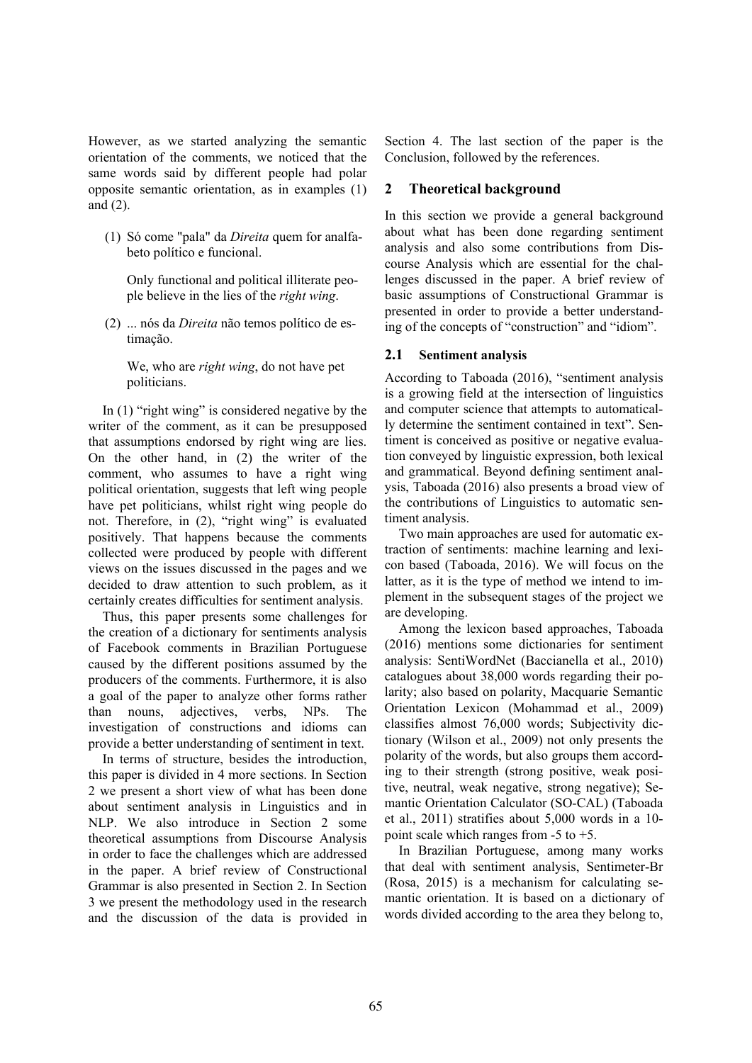However, as we started analyzing the semantic orientation of the comments, we noticed that the same words said by different people had polar opposite semantic orientation, as in examples (1) and (2).

(1) Só come "pala" da *Direita* quem for analfabeto político e funcional.

  Only functional and political illiterate people believe in the lies of the *right wing*.

(2) ... nós da *Direita* não temos político de estimação.

  We, who are *right wing*, do not have pet politicians.

In (1) "right wing" is considered negative by the writer of the comment, as it can be presupposed that assumptions endorsed by right wing are lies. On the other hand, in (2) the writer of the comment, who assumes to have a right wing political orientation, suggests that left wing people have pet politicians, whilst right wing people do not. Therefore, in (2), "right wing" is evaluated positively. That happens because the comments collected were produced by people with different views on the issues discussed in the pages and we decided to draw attention to such problem, as it certainly creates difficulties for sentiment analysis.

Thus, this paper presents some challenges for the creation of a dictionary for sentiments analysis of Facebook comments in Brazilian Portuguese caused by the different positions assumed by the producers of the comments. Furthermore, it is also a goal of the paper to analyze other forms rather than nouns, adjectives, verbs, NPs. The investigation of constructions and idioms can provide a better understanding of sentiment in text.

In terms of structure, besides the introduction, this paper is divided in 4 more sections. In Section 2 we present a short view of what has been done about sentiment analysis in Linguistics and in NLP. We also introduce in Section 2 some theoretical assumptions from Discourse Analysis in order to face the challenges which are addressed in the paper. A brief review of Constructional Grammar is also presented in Section 2. In Section 3 we present the methodology used in the research and the discussion of the data is provided in Section 4. The last section of the paper is the Conclusion, followed by the references.

## 2 Theoretical background

In this section we provide a general background about what has been done regarding sentiment analysis and also some contributions from Discourse Analysis which are essential for the challenges discussed in the paper. A brief review of basic assumptions of Constructional Grammar is presented in order to provide a better understanding of the concepts of "construction" and "idiom".

### 2.1 Sentiment analysis

According to Taboada (2016), "sentiment analysis is a growing field at the intersection of linguistics and computer science that attempts to automatically determine the sentiment contained in text". Sentiment is conceived as positive or negative evaluation conveyed by linguistic expression, both lexical and grammatical. Beyond defining sentiment analysis, Taboada (2016) also presents a broad view of the contributions of Linguistics to automatic sentiment analysis.

Two main approaches are used for automatic extraction of sentiments: machine learning and lexicon based (Taboada, 2016). We will focus on the latter, as it is the type of method we intend to implement in the subsequent stages of the project we are developing.

Among the lexicon based approaches, Taboada (2016) mentions some dictionaries for sentiment analysis: SentiWordNet (Baccianella et al., 2010) catalogues about 38,000 words regarding their polarity; also based on polarity, Macquarie Semantic Orientation Lexicon (Mohammad et al., 2009) classifies almost 76,000 words; Subjectivity dictionary (Wilson et al., 2009) not only presents the polarity of the words, but also groups them according to their strength (strong positive, weak positive, neutral, weak negative, strong negative); Semantic Orientation Calculator (SO-CAL) (Taboada et al., 2011) stratifies about 5,000 words in a 10-point scale which ranges from -5 to +5.

In Brazilian Portuguese, among many works that deal with sentiment analysis, Sentimeter-Br (Rosa, 2015) is a mechanism for calculating semantic orientation. It is based on a dictionary of words divided according to the area they belong to,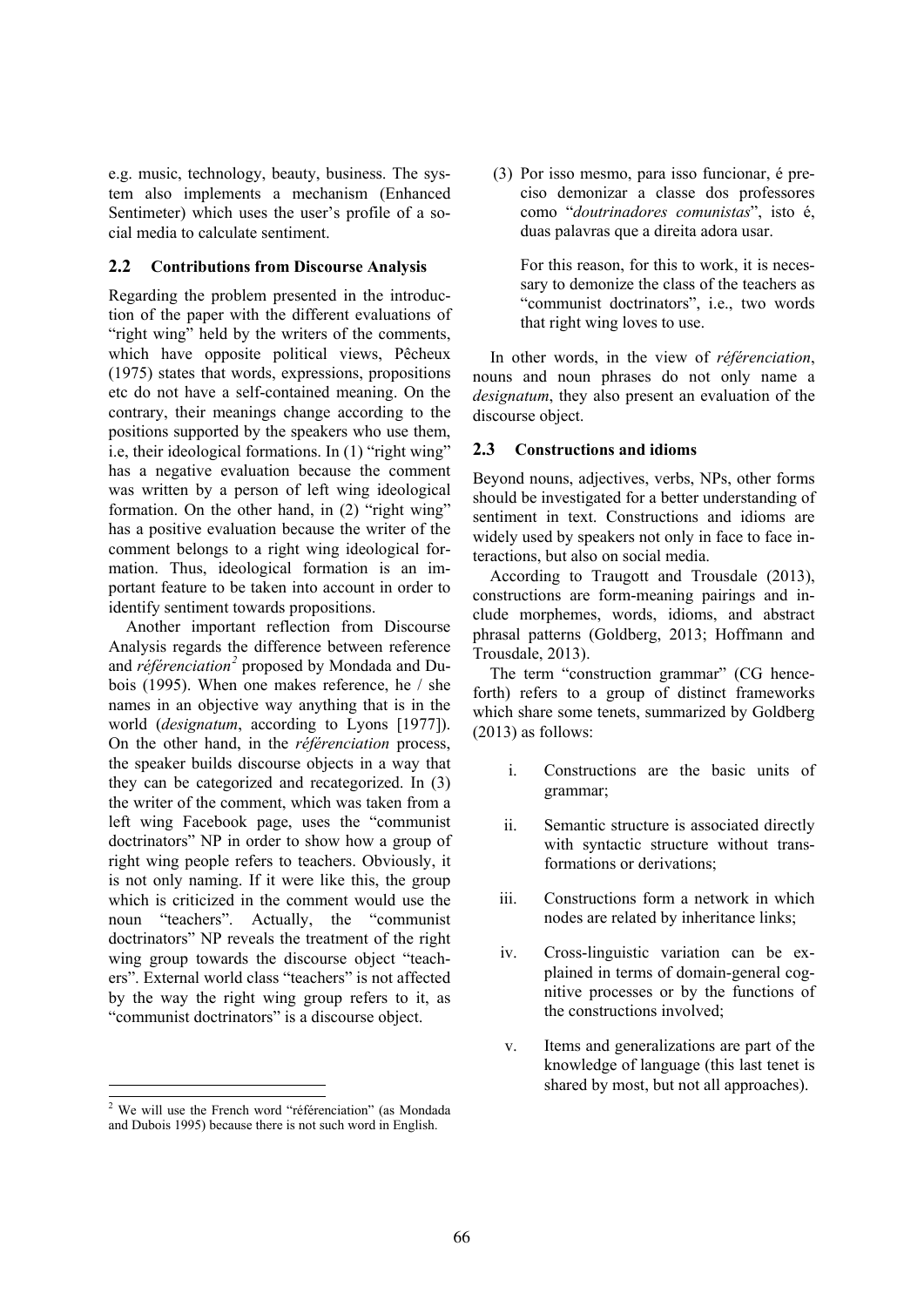e.g. music, technology, beauty, business. The system also implements a mechanism (Enhanced Sentimeter) which uses the user's profile of a social media to calculate sentiment.

### 2.2 Contributions from Discourse Analysis

Regarding the problem presented in the introduction of the paper with the different evaluations of "right wing" held by the writers of the comments, which have opposite political views, Pêcheux (1975) states that words, expressions, propositions etc do not have a self-contained meaning. On the contrary, their meanings change according to the positions supported by the speakers who use them, i.e, their ideological formations. In (1) "right wing" has a negative evaluation because the comment was written by a person of left wing ideological formation. On the other hand, in (2) "right wing" has a positive evaluation because the writer of the comment belongs to a right wing ideological formation. Thus, ideological formation is an important feature to be taken into account in order to identify sentiment towards propositions.

Another important reflection from Discourse Analysis regards the difference between reference and *référenciation*[2] proposed by Mondada and Dubois (1995). When one makes reference, he / she names in an objective way anything that is in the world (*designatum*, according to Lyons [1977]). On the other hand, in the *référenciation* process, the speaker builds discourse objects in a way that they can be categorized and recategorized. In (3) the writer of the comment, which was taken from a left wing Facebook page, uses the "communist doctrinators" NP in order to show how a group of right wing people refers to teachers. Obviously, it is not only naming. If it were like this, the group which is criticized in the comment would use the noun "teachers". Actually, the "communist doctrinators" NP reveals the treatment of the right wing group towards the discourse object "teachers". External world class "teachers" is not affected by the way the right wing group refers to it, as "communist doctrinators" is a discourse object.

(3) Por isso mesmo, para isso funcionar, é preciso demonizar a classe dos professores como "*doutrinadores comunistas*", isto é, duas palavras que a direita adora usar.

For this reason, for this to work, it is necessary to demonize the class of the teachers as "communist doctrinators", i.e., two words that right wing loves to use.

In other words, in the view of *référenciation*, nouns and noun phrases do not only name a *designatum*, they also present an evaluation of the discourse object.

### 2.3 Constructions and idioms

Beyond nouns, adjectives, verbs, NPs, other forms should be investigated for a better understanding of sentiment in text. Constructions and idioms are widely used by speakers not only in face to face interactions, but also on social media.

According to Traugott and Trousdale (2013), constructions are form-meaning pairings and include morphemes, words, idioms, and abstract phrasal patterns (Goldberg, 2013; Hoffmann and Trousdale, 2013).

The term "construction grammar" (CG henceforth) refers to a group of distinct frameworks which share some tenets, summarized by Goldberg (2013) as follows:

i. Constructions are the basic units of grammar;

ii. Semantic structure is associated directly with syntactic structure without transformations or derivations;

iii. Constructions form a network in which nodes are related by inheritance links;

iv. Cross-linguistic variation can be explained in terms of domain-general cognitive processes or by the functions of the constructions involved;

v. Items and generalizations are part of the knowledge of language (this last tenet is shared by most, but not all approaches).

[2] We will use the French word "référenciation" (as Mondada and Dubois 1995) because there is not such word in English.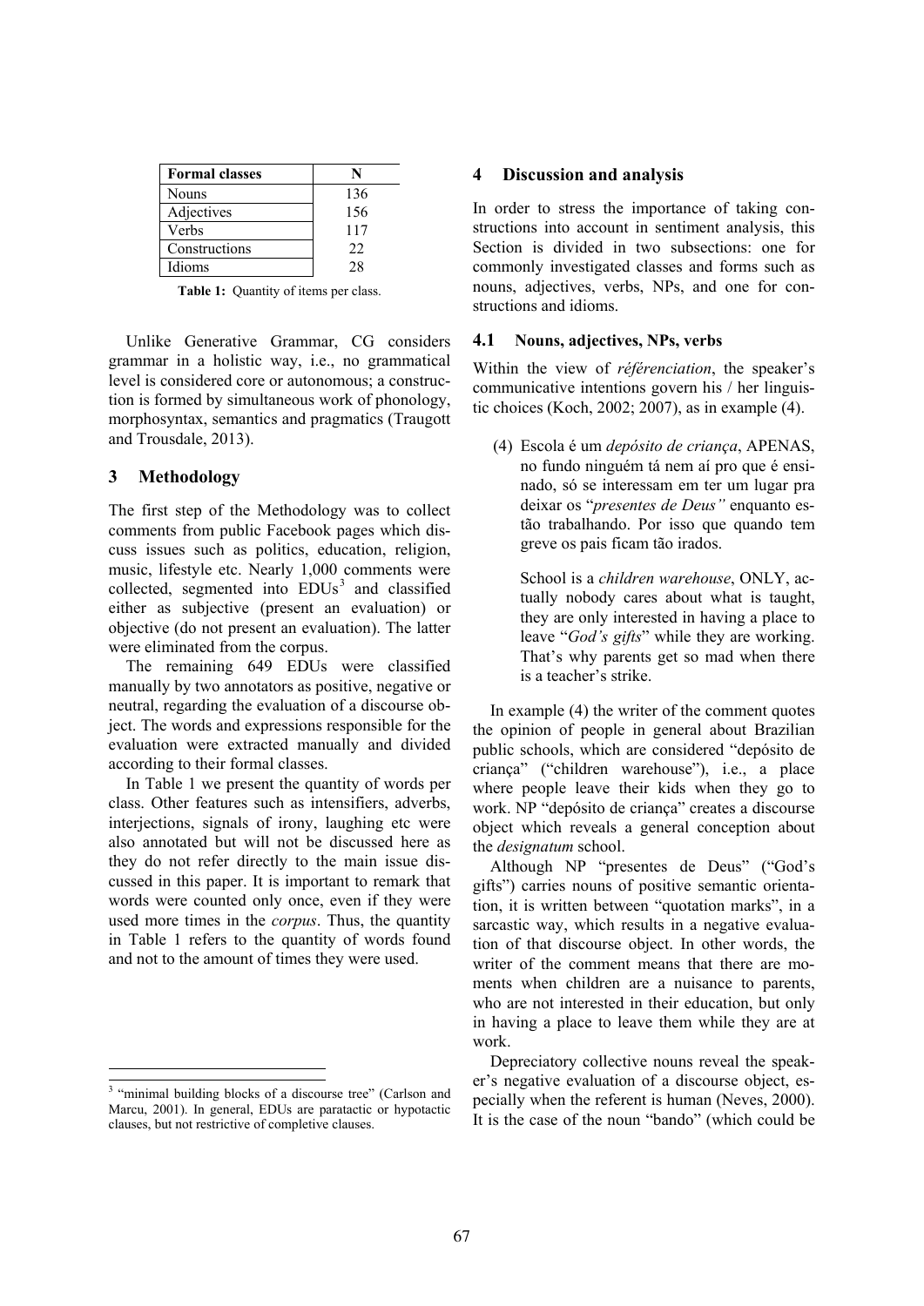| Formal classes | N |
| --- | --- |
| Nouns | 136 |
| Adjectives | 156 |
| Verbs | 117 |
| Constructions | 22 |
| Idioms | 28 |

**Table 1:** Quantity of items per class.

Unlike Generative Grammar, CG considers grammar in a holistic way, i.e., no grammatical level is considered core or autonomous; a construction is formed by simultaneous work of phonology, morphosyntax, semantics and pragmatics (Traugott and Trousdale, 2013).

## 3 Methodology

The first step of the Methodology was to collect comments from public Facebook pages which discuss issues such as politics, education, religion, music, lifestyle etc. Nearly 1,000 comments were collected, segmented into EDUs[3] and classified either as subjective (present an evaluation) or objective (do not present an evaluation). The latter were eliminated from the corpus.

The remaining 649 EDUs were classified manually by two annotators as positive, negative or neutral, regarding the evaluation of a discourse object. The words and expressions responsible for the evaluation were extracted manually and divided according to their formal classes.

In Table 1 we present the quantity of words per class. Other features such as intensifiers, adverbs, interjections, signals of irony, laughing etc were also annotated but will not be discussed here as they do not refer directly to the main issue discussed in this paper. It is important to remark that words were counted only once, even if they were used more times in the *corpus*. Thus, the quantity in Table 1 refers to the quantity of words found and not to the amount of times they were used.

[3] "minimal building blocks of a discourse tree" (Carlson and Marcu, 2001). In general, EDUs are paratactic or hypotactic clauses, but not restrictive of completive clauses.

## 4 Discussion and analysis

In order to stress the importance of taking constructions into account in sentiment analysis, this Section is divided in two subsections: one for commonly investigated classes and forms such as nouns, adjectives, verbs, NPs, and one for constructions and idioms.

### 4.1 Nouns, adjectives, NPs, verbs

Within the view of *référenciation*, the speaker's communicative intentions govern his / her linguistic choices (Koch, 2002; 2007), as in example (4).

> (4) Escola é um *depósito de criança*, APENAS, no fundo ninguém tá nem aí pro que é ensinado, só se interessam em ter um lugar pra deixar os "*presentes de Deus"* enquanto estão trabalhando. Por isso que quando tem greve os pais ficam tão irados.
>
> School is a *children warehouse*, ONLY, actually nobody cares about what is taught, they are only interested in having a place to leave "*God's gifts*" while they are working. That's why parents get so mad when there is a teacher's strike.

In example (4) the writer of the comment quotes the opinion of people in general about Brazilian public schools, which are considered "depósito de criança" ("children warehouse"), i.e., a place where people leave their kids when they go to work. NP "depósito de criança" creates a discourse object which reveals a general conception about the *designatum* school.

Although NP "presentes de Deus" ("God's gifts") carries nouns of positive semantic orientation, it is written between "quotation marks", in a sarcastic way, which results in a negative evaluation of that discourse object. In other words, the writer of the comment means that there are moments when children are a nuisance to parents, who are not interested in their education, but only in having a place to leave them while they are at work.

Depreciatory collective nouns reveal the speaker's negative evaluation of a discourse object, especially when the referent is human (Neves, 2000). It is the case of the noun "bando" (which could be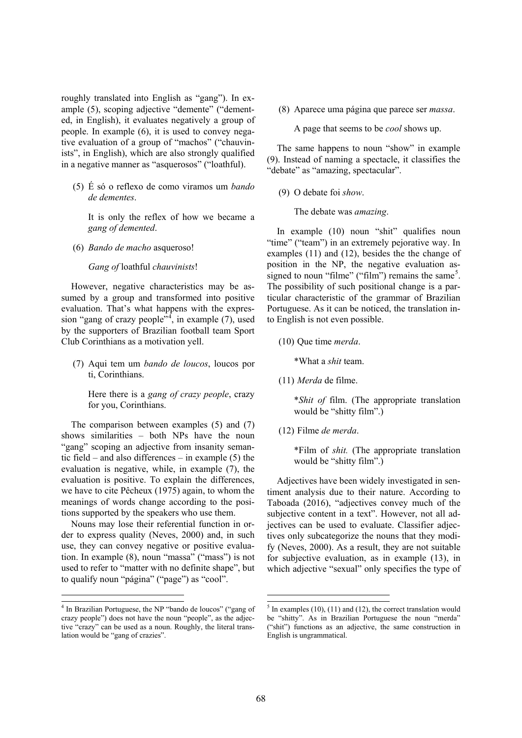roughly translated into English as "gang"). In example (5), scoping adjective "demente" ("demented, in English), it evaluates negatively a group of people. In example (6), it is used to convey negative evaluation of a group of "machos" ("chauvinists", in English), which are also strongly qualified in a negative manner as "asquerosos" ("loathful).

(5) É só o reflexo de como viramos um *bando de dementes*.

    It is only the reflex of how we became a *gang of demented*.

(6) *Bando de macho* asqueroso!

    *Gang of* loathful *chauvinists*!

However, negative characteristics may be assumed by a group and transformed into positive evaluation. That's what happens with the expression "gang of crazy people"[4], in example (7), used by the supporters of Brazilian football team Sport Club Corinthians as a motivation yell.

(7) Aqui tem um *bando de loucos*, loucos por ti, Corinthians.

    Here there is a *gang of crazy people*, crazy for you, Corinthians.

The comparison between examples (5) and (7) shows similarities – both NPs have the noun "gang" scoping an adjective from insanity semantic field – and also differences – in example (5) the evaluation is negative, while, in example (7), the evaluation is positive. To explain the differences, we have to cite Pêcheux (1975) again, to whom the meanings of words change according to the positions supported by the speakers who use them.

Nouns may lose their referential function in order to express quality (Neves, 2000) and, in such use, they can convey negative or positive evaluation. In example (8), noun "massa" ("mass") is not used to refer to "matter with no definite shape", but to qualify noun "página" ("page") as "cool".

(8) Aparece uma página que parece ser *massa*.

    A page that seems to be *cool* shows up.

The same happens to noun "show" in example (9). Instead of naming a spectacle, it classifies the "debate" as "amazing, spectacular".

(9) O debate foi *show*.

    The debate was *amazing*.

In example (10) noun "shit" qualifies noun "time" ("team") in an extremely pejorative way. In examples (11) and (12), besides the the change of position in the NP, the negative evaluation assigned to noun "filme" ("film") remains the same[5]. The possibility of such positional change is a particular characteristic of the grammar of Brazilian Portuguese. As it can be noticed, the translation into English is not even possible.

(10) Que time *merda*.

    *What a *shit* team.

(11) *Merda* de filme.

    **Shit of* film. (The appropriate translation would be "shitty film".)

(12) Filme *de merda*.

    *Film of *shit.* (The appropriate translation would be "shitty film".)

Adjectives have been widely investigated in sentiment analysis due to their nature. According to Taboada (2016), "adjectives convey much of the subjective content in a text". However, not all adjectives can be used to evaluate. Classifier adjectives only subcategorize the nouns that they modify (Neves, 2000). As a result, they are not suitable for subjective evaluation, as in example (13), in which adjective "sexual" only specifies the type of

---

[4] In Brazilian Portuguese, the NP "bando de loucos" ("gang of crazy people") does not have the noun "people", as the adjective "crazy" can be used as a noun. Roughly, the literal translation would be "gang of crazies".

[5] In examples (10), (11) and (12), the correct translation would be "shitty". As in Brazilian Portuguese the noun "merda" ("shit") functions as an adjective, the same construction in English is ungrammatical.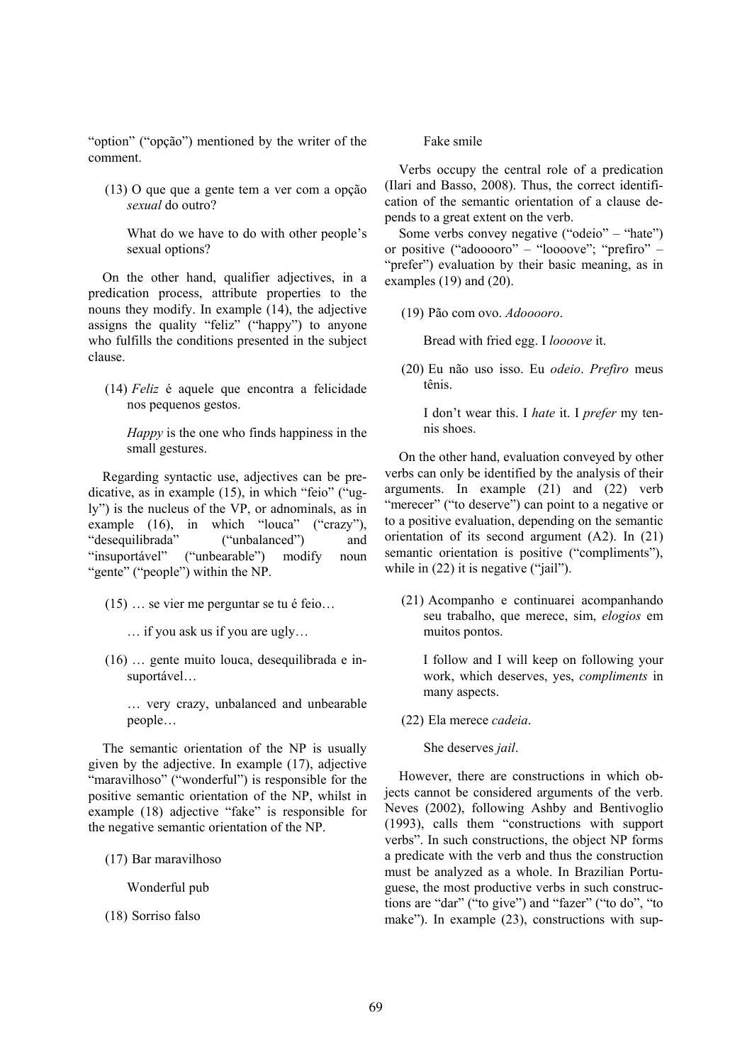"option" ("opção") mentioned by the writer of the comment.

(13) O que que a gente tem a ver com a opção *sexual* do outro?

What do we have to do with other people's sexual options?

On the other hand, qualifier adjectives, in a predication process, attribute properties to the nouns they modify. In example (14), the adjective assigns the quality "feliz" ("happy") to anyone who fulfills the conditions presented in the subject clause.

(14) *Feliz* é aquele que encontra a felicidade nos pequenos gestos.

*Happy* is the one who finds happiness in the small gestures.

Regarding syntactic use, adjectives can be predicative, as in example (15), in which "feio" ("ugly") is the nucleus of the VP, or adnominals, as in example (16), in which "louca" ("crazy"), "desequilibrada" ("unbalanced") and "insuportável" ("unbearable") modify noun "gente" ("people") within the NP.

(15) … se vier me perguntar se tu é feio…

… if you ask us if you are ugly…

(16) … gente muito louca, desequilibrada e insuportável…

… very crazy, unbalanced and unbearable people…

The semantic orientation of the NP is usually given by the adjective. In example (17), adjective "maravilhoso" ("wonderful") is responsible for the positive semantic orientation of the NP, whilst in example (18) adjective "fake" is responsible for the negative semantic orientation of the NP.

(17) Bar maravilhoso

Wonderful pub

(18) Sorriso falso

Fake smile

Verbs occupy the central role of a predication (Ilari and Basso, 2008). Thus, the correct identification of the semantic orientation of a clause depends to a great extent on the verb.

Some verbs convey negative ("odeio" – "hate") or positive ("adooooro" – "loooove"; "prefiro" – "prefer") evaluation by their basic meaning, as in examples (19) and (20).

(19) Pão com ovo. *Adooooro*.

Bread with fried egg. I *loooove* it.

(20) Eu não uso isso. Eu *odeio*. *Prefiro* meus tênis.

I don't wear this. I *hate* it. I *prefer* my tennis shoes.

On the other hand, evaluation conveyed by other verbs can only be identified by the analysis of their arguments. In example (21) and (22) verb "merecer" ("to deserve") can point to a negative or to a positive evaluation, depending on the semantic orientation of its second argument (A2). In (21) semantic orientation is positive ("compliments"), while in (22) it is negative ("jail").

(21) Acompanho e continuarei acompanhando seu trabalho, que merece, sim, *elogios* em muitos pontos.

I follow and I will keep on following your work, which deserves, yes, *compliments* in many aspects.

(22) Ela merece *cadeia*.

She deserves *jail*.

However, there are constructions in which objects cannot be considered arguments of the verb. Neves (2002), following Ashby and Bentivoglio (1993), calls them "constructions with support verbs". In such constructions, the object NP forms a predicate with the verb and thus the construction must be analyzed as a whole. In Brazilian Portuguese, the most productive verbs in such constructions are "dar" ("to give") and "fazer" ("to do", "to make"). In example (23), constructions with sup-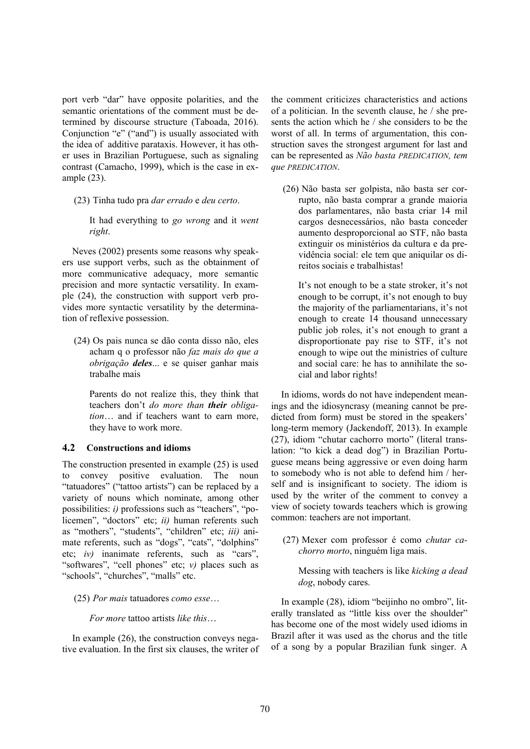port verb "dar" have opposite polarities, and the semantic orientations of the comment must be determined by discourse structure (Taboada, 2016). Conjunction "e" ("and") is usually associated with the idea of additive parataxis. However, it has other uses in Brazilian Portuguese, such as signaling contrast (Camacho, 1999), which is the case in example (23).

(23) Tinha tudo pra *dar errado* e *deu certo*.

It had everything to *go wrong* and it *went right*.

Neves (2002) presents some reasons why speakers use support verbs, such as the obtainment of more communicative adequacy, more semantic precision and more syntactic versatility. In example (24), the construction with support verb provides more syntactic versatility by the determination of reflexive possession.

(24) Os pais nunca se dão conta disso não, eles acham q o professor não *faz mais do que a obrigação* ***deles***... e se quiser ganhar mais trabalhe mais

Parents do not realize this, they think that teachers don't *do more than* ***their*** *obligation*… and if teachers want to earn more, they have to work more.

### 4.2 Constructions and idioms

The construction presented in example (25) is used to convey positive evaluation. The noun "tatuadores" ("tattoo artists") can be replaced by a variety of nouns which nominate, among other possibilities: *i)* professions such as "teachers", "policemen", "doctors" etc; *ii)* human referents such as "mothers", "students", "children" etc; *iii)* animate referents, such as "dogs", "cats", "dolphins" etc; *iv)* inanimate referents, such as "cars", "softwares", "cell phones" etc; *v)* places such as "schools", "churches", "malls" etc.

(25) *Por mais* tatuadores *como esse*…

*For more* tattoo artists *like this*…

In example (26), the construction conveys negative evaluation. In the first six clauses, the writer of the comment criticizes characteristics and actions of a politician. In the seventh clause, he / she presents the action which he / she considers to be the worst of all. In terms of argumentation, this construction saves the strongest argument for last and can be represented as *Não basta PREDICATION, tem que PREDICATION*.

(26) Não basta ser golpista, não basta ser corrupto, não basta comprar a grande maioria dos parlamentares, não basta criar 14 mil cargos desnecessários, não basta conceder aumento desproporcional ao STF, não basta extinguir os ministérios da cultura e da previdência social: ele tem que aniquilar os direitos sociais e trabalhistas!

It's not enough to be a state stroker, it's not enough to be corrupt, it's not enough to buy the majority of the parliamentarians, it's not enough to create 14 thousand unnecessary public job roles, it's not enough to grant a disproportionate pay rise to STF, it's not enough to wipe out the ministries of culture and social care: he has to annihilate the social and labor rights!

In idioms, words do not have independent meanings and the idiosyncrasy (meaning cannot be predicted from form) must be stored in the speakers' long-term memory (Jackendoff, 2013). In example (27), idiom "chutar cachorro morto" (literal translation: "to kick a dead dog") in Brazilian Portuguese means being aggressive or even doing harm to somebody who is not able to defend him / herself and is insignificant to society. The idiom is used by the writer of the comment to convey a view of society towards teachers which is growing common: teachers are not important.

(27) Mexer com professor é como *chutar cachorro morto*, ninguém liga mais.

Messing with teachers is like *kicking a dead dog*, nobody cares.

In example (28), idiom "beijinho no ombro", literally translated as "little kiss over the shoulder" has become one of the most widely used idioms in Brazil after it was used as the chorus and the title of a song by a popular Brazilian funk singer. A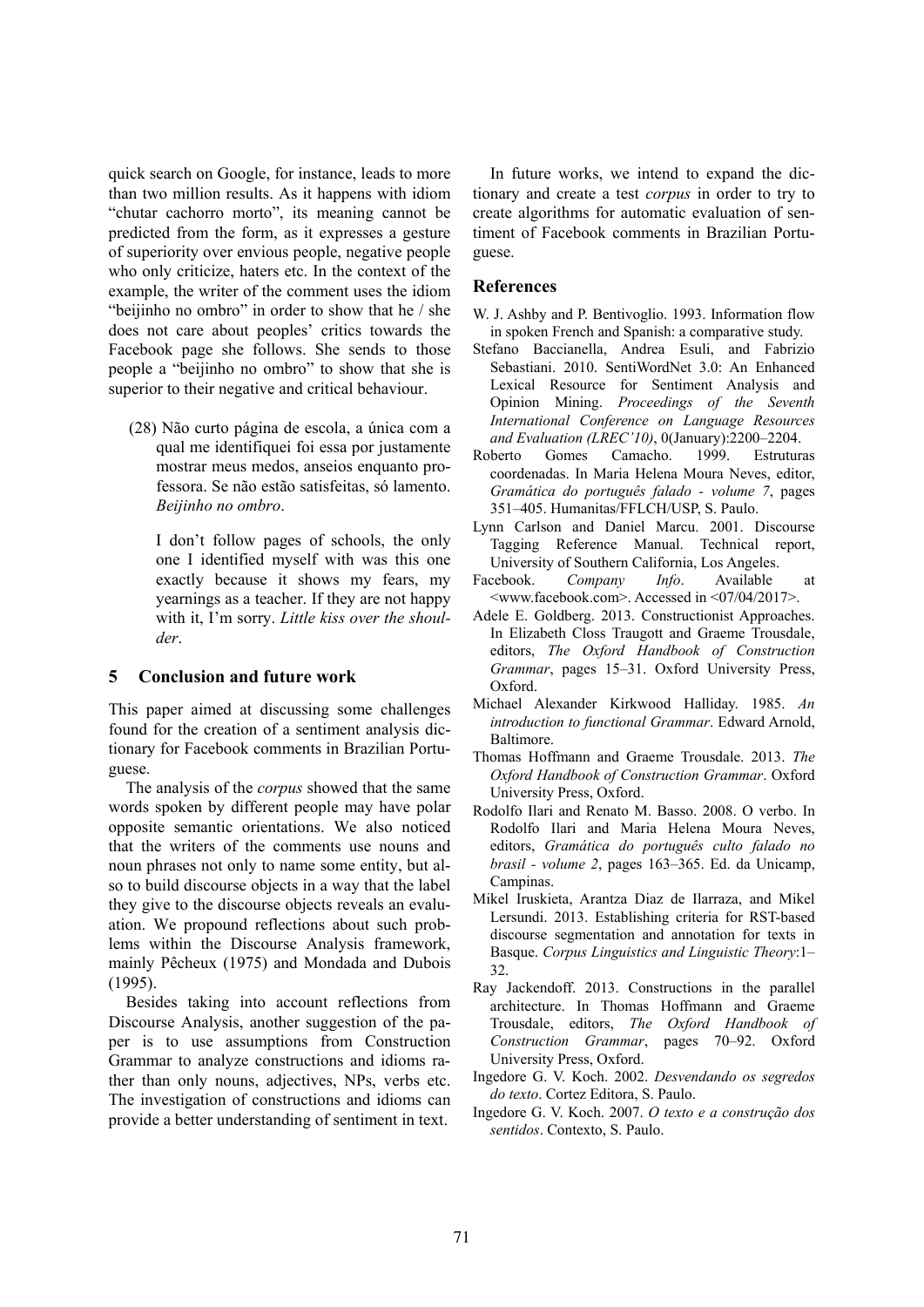quick search on Google, for instance, leads to more than two million results. As it happens with idiom "chutar cachorro morto", its meaning cannot be predicted from the form, as it expresses a gesture of superiority over envious people, negative people who only criticize, haters etc. In the context of the example, the writer of the comment uses the idiom "beijinho no ombro" in order to show that he / she does not care about peoples' critics towards the Facebook page she follows. She sends to those people a "beijinho no ombro" to show that she is superior to their negative and critical behaviour.

(28) Não curto página de escola, a única com a qual me identifiquei foi essa por justamente mostrar meus medos, anseios enquanto professora. Se não estão satisfeitas, só lamento. *Beijinho no ombro*.

I don't follow pages of schools, the only one I identified myself with was this one exactly because it shows my fears, my yearnings as a teacher. If they are not happy with it, I'm sorry. *Little kiss over the shoulder*.

## 5 Conclusion and future work

This paper aimed at discussing some challenges found for the creation of a sentiment analysis dictionary for Facebook comments in Brazilian Portuguese.

The analysis of the *corpus* showed that the same words spoken by different people may have polar opposite semantic orientations. We also noticed that the writers of the comments use nouns and noun phrases not only to name some entity, but also to build discourse objects in a way that the label they give to the discourse objects reveals an evaluation. We propound reflections about such problems within the Discourse Analysis framework, mainly Pêcheux (1975) and Mondada and Dubois (1995).

Besides taking into account reflections from Discourse Analysis, another suggestion of the paper is to use assumptions from Construction Grammar to analyze constructions and idioms rather than only nouns, adjectives, NPs, verbs etc. The investigation of constructions and idioms can provide a better understanding of sentiment in text.

In future works, we intend to expand the dictionary and create a test *corpus* in order to try to create algorithms for automatic evaluation of sentiment of Facebook comments in Brazilian Portuguese.

## References

W. J. Ashby and P. Bentivoglio. 1993. Information flow in spoken French and Spanish: a comparative study.

Stefano Baccianella, Andrea Esuli, and Fabrizio Sebastiani. 2010. SentiWordNet 3.0: An Enhanced Lexical Resource for Sentiment Analysis and Opinion Mining. *Proceedings of the Seventh International Conference on Language Resources and Evaluation (LREC'10)*, 0(January):2200–2204.

Roberto Gomes Camacho. 1999. Estruturas coordenadas. In Maria Helena Moura Neves, editor, *Gramática do português falado - volume 7*, pages 351–405. Humanitas/FFLCH/USP, S. Paulo.

Lynn Carlson and Daniel Marcu. 2001. Discourse Tagging Reference Manual. Technical report, University of Southern California, Los Angeles.

Facebook. *Company Info*. Available at <www.facebook.com>. Accessed in <07/04/2017>.

Adele E. Goldberg. 2013. Constructionist Approaches. In Elizabeth Closs Traugott and Graeme Trousdale, editors, *The Oxford Handbook of Construction Grammar*, pages 15–31. Oxford University Press, Oxford.

Michael Alexander Kirkwood Halliday. 1985. *An introduction to functional Grammar*. Edward Arnold, Baltimore.

Thomas Hoffmann and Graeme Trousdale. 2013. *The Oxford Handbook of Construction Grammar*. Oxford University Press, Oxford.

Rodolfo Ilari and Renato M. Basso. 2008. O verbo. In Rodolfo Ilari and Maria Helena Moura Neves, editors, *Gramática do português culto falado no brasil - volume 2*, pages 163–365. Ed. da Unicamp, Campinas.

Mikel Iruskieta, Arantza Diaz de Ilarraza, and Mikel Lersundi. 2013. Establishing criteria for RST-based discourse segmentation and annotation for texts in Basque. *Corpus Linguistics and Linguistic Theory*:1–32.

Ray Jackendoff. 2013. Constructions in the parallel architecture. In Thomas Hoffmann and Graeme Trousdale, editors, *The Oxford Handbook of Construction Grammar*, pages 70–92. Oxford University Press, Oxford.

Ingedore G. V. Koch. 2002. *Desvendando os segredos do texto*. Cortez Editora, S. Paulo.

Ingedore G. V. Koch. 2007. *O texto e a construção dos sentidos*. Contexto, S. Paulo.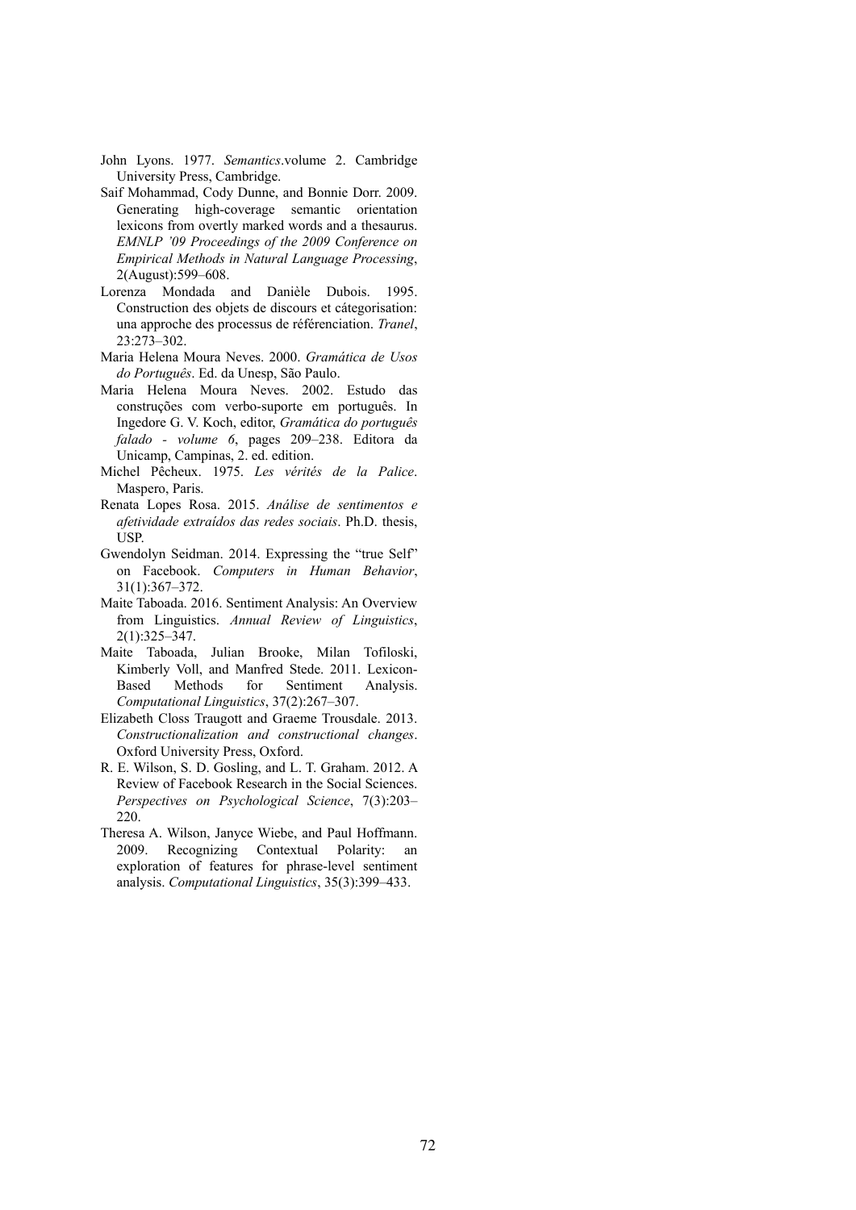John Lyons. 1977. *Semantics*.volume 2. Cambridge University Press, Cambridge.

Saif Mohammad, Cody Dunne, and Bonnie Dorr. 2009. Generating high-coverage semantic orientation lexicons from overtly marked words and a thesaurus. *EMNLP '09 Proceedings of the 2009 Conference on Empirical Methods in Natural Language Processing*, 2(August):599–608.

Lorenza Mondada and Danièle Dubois. 1995. Construction des objets de discours et cátegorisation: una approche des processus de référenciation. *Tranel*, 23:273–302.

Maria Helena Moura Neves. 2000. *Gramática de Usos do Português*. Ed. da Unesp, São Paulo.

Maria Helena Moura Neves. 2002. Estudo das construções com verbo-suporte em português. In Ingedore G. V. Koch, editor, *Gramática do português falado - volume 6*, pages 209–238. Editora da Unicamp, Campinas, 2. ed. edition.

Michel Pêcheux. 1975. *Les vérités de la Palice*. Maspero, Paris.

Renata Lopes Rosa. 2015. *Análise de sentimentos e afetividade extraídos das redes sociais*. Ph.D. thesis, USP.

Gwendolyn Seidman. 2014. Expressing the "true Self" on Facebook. *Computers in Human Behavior*, 31(1):367–372.

Maite Taboada. 2016. Sentiment Analysis: An Overview from Linguistics. *Annual Review of Linguistics*, 2(1):325–347.

Maite Taboada, Julian Brooke, Milan Tofiloski, Kimberly Voll, and Manfred Stede. 2011. Lexicon-Based Methods for Sentiment Analysis. *Computational Linguistics*, 37(2):267–307.

Elizabeth Closs Traugott and Graeme Trousdale. 2013. *Constructionalization and constructional changes*. Oxford University Press, Oxford.

R. E. Wilson, S. D. Gosling, and L. T. Graham. 2012. A Review of Facebook Research in the Social Sciences. *Perspectives on Psychological Science*, 7(3):203–220.

Theresa A. Wilson, Janyce Wiebe, and Paul Hoffmann. 2009. Recognizing Contextual Polarity: an exploration of features for phrase-level sentiment analysis. *Computational Linguistics*, 35(3):399–433.